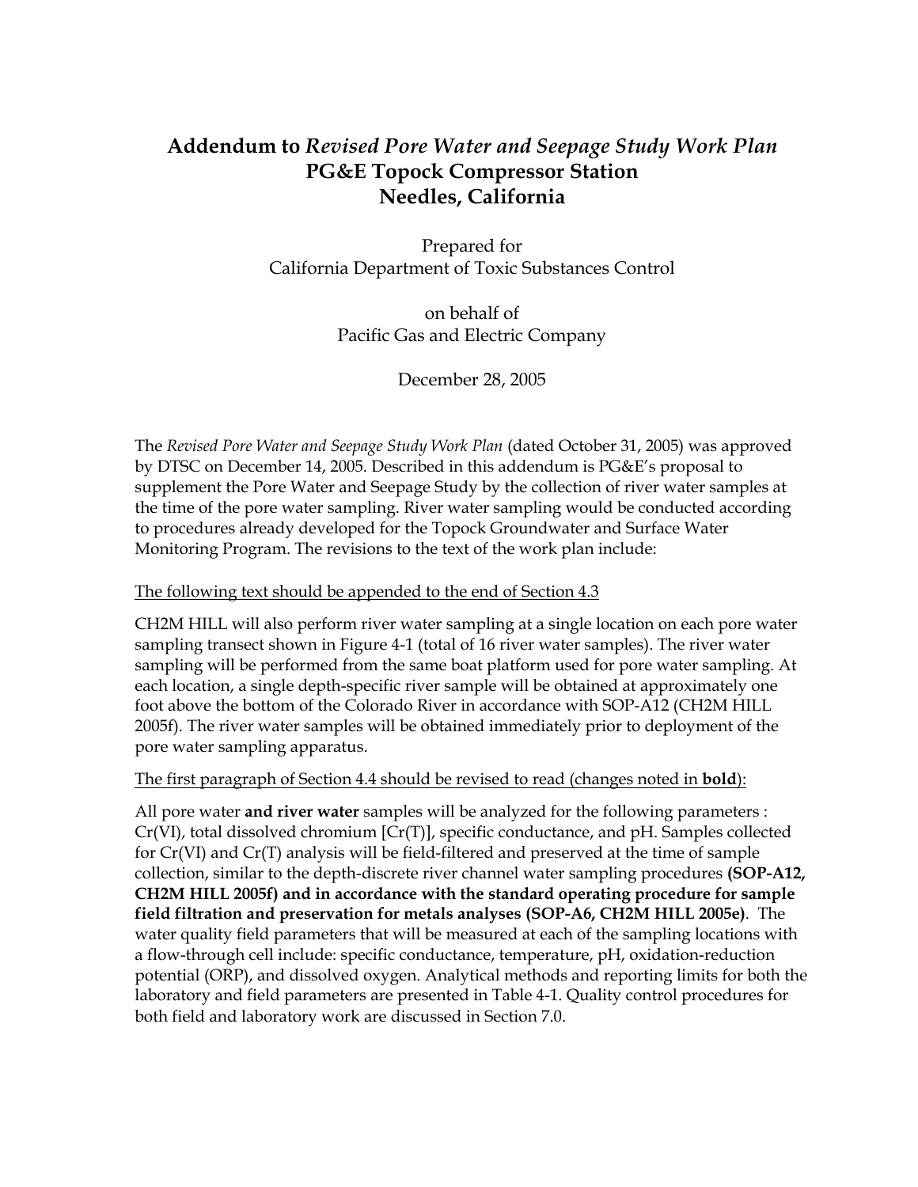# Addendum to *Revised Pore Water and Seepage Study Work Plan*
# PG&E Topock Compressor Station
# Needles, California

Prepared for
California Department of Toxic Substances Control

on behalf of
Pacific Gas and Electric Company

December 28, 2005

The *Revised Pore Water and Seepage Study Work Plan* (dated October 31, 2005) was approved by DTSC on December 14, 2005. Described in this addendum is PG&E's proposal to supplement the Pore Water and Seepage Study by the collection of river water samples at the time of the pore water sampling. River water sampling would be conducted according to procedures already developed for the Topock Groundwater and Surface Water Monitoring Program. The revisions to the text of the work plan include:

<u>The following text should be appended to the end of Section 4.3</u>

CH2M HILL will also perform river water sampling at a single location on each pore water sampling transect shown in Figure 4-1 (total of 16 river water samples). The river water sampling will be performed from the same boat platform used for pore water sampling. At each location, a single depth-specific river sample will be obtained at approximately one foot above the bottom of the Colorado River in accordance with SOP-A12 (CH2M HILL 2005f). The river water samples will be obtained immediately prior to deployment of the pore water sampling apparatus.

<u>The first paragraph of Section 4.4 should be revised to read (changes noted in **bold**):</u>

All pore water **and river water** samples will be analyzed for the following parameters : Cr(VI), total dissolved chromium [Cr(T)], specific conductance, and pH. Samples collected for Cr(VI) and Cr(T) analysis will be field-filtered and preserved at the time of sample collection, similar to the depth-discrete river channel water sampling procedures **(SOP-A12, CH2M HILL 2005f) and in accordance with the standard operating procedure for sample field filtration and preservation for metals analyses (SOP-A6, CH2M HILL 2005e)**. The water quality field parameters that will be measured at each of the sampling locations with a flow-through cell include: specific conductance, temperature, pH, oxidation-reduction potential (ORP), and dissolved oxygen. Analytical methods and reporting limits for both the laboratory and field parameters are presented in Table 4-1. Quality control procedures for both field and laboratory work are discussed in Section 7.0.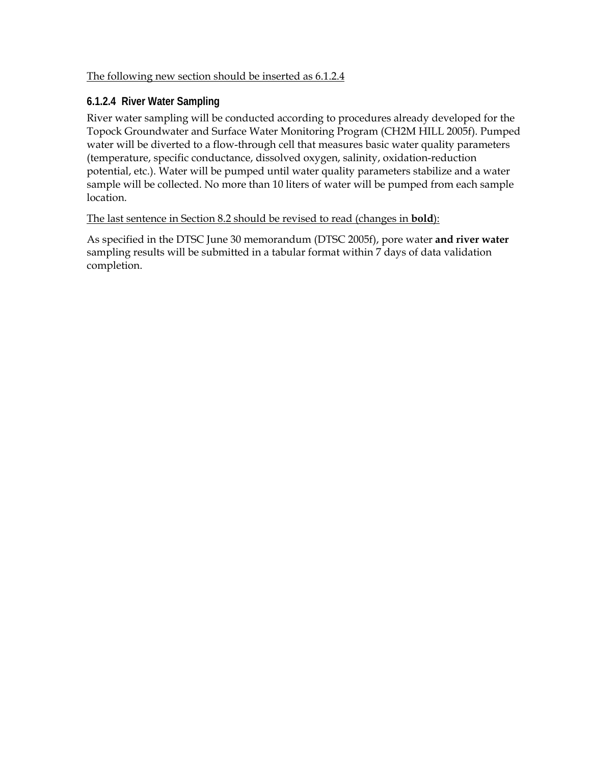<u>The following new section should be inserted as 6.1.2.4</u>

#### 6.1.2.4 River Water Sampling

River water sampling will be conducted according to procedures already developed for the Topock Groundwater and Surface Water Monitoring Program (CH2M HILL 2005f). Pumped water will be diverted to a flow-through cell that measures basic water quality parameters (temperature, specific conductance, dissolved oxygen, salinity, oxidation-reduction potential, etc.). Water will be pumped until water quality parameters stabilize and a water sample will be collected. No more than 10 liters of water will be pumped from each sample location.

<u>The last sentence in Section 8.2 should be revised to read (changes in **bold**):</u>

As specified in the DTSC June 30 memorandum (DTSC 2005f), pore water **and river water** sampling results will be submitted in a tabular format within 7 days of data validation completion.